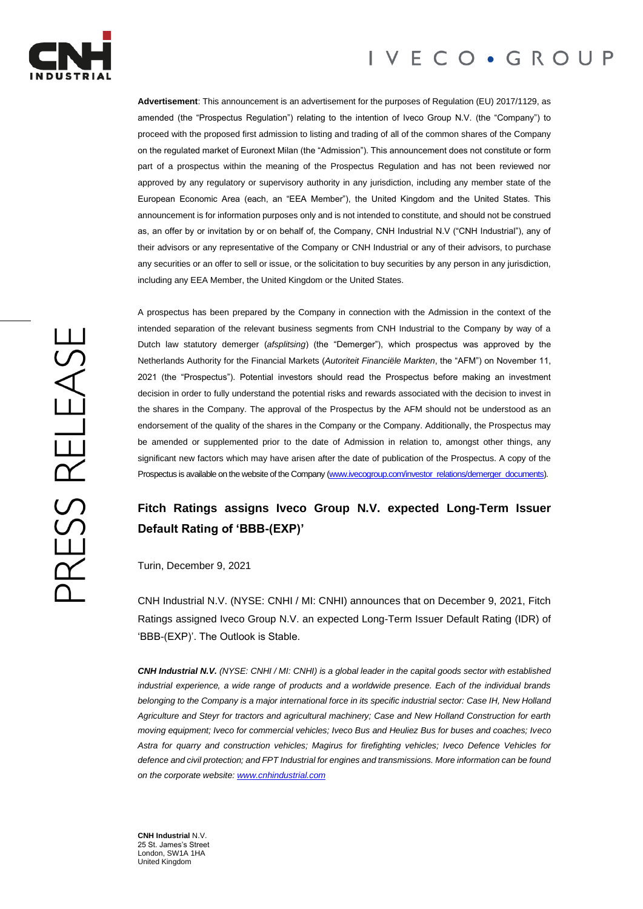**Advertisement**: This announcement is an advertisement for the purposes of Regulation (EU) 2017/1129, as amended (the "Prospectus Regulation") relating to the intention of Iveco Group N.V. (the "Company") to proceed with the proposed first admission to listing and trading of all of the common shares of the Company on the regulated market of Euronext Milan (the "Admission"). This announcement does not constitute or form part of a prospectus within the meaning of the Prospectus Regulation and has not been reviewed nor approved by any regulatory or supervisory authority in any jurisdiction, including any member state of the European Economic Area (each, an "EEA Member"), the United Kingdom and the United States. This announcement is for information purposes only and is not intended to constitute, and should not be construed as, an offer by or invitation by or on behalf of, the Company, CNH Industrial N.V ("CNH Industrial"), any of their advisors or any representative of the Company or CNH Industrial or any of their advisors, to purchase any securities or an offer to sell or issue, or the solicitation to buy securities by any person in any jurisdiction, including any EEA Member, the United Kingdom or the United States.

A prospectus has been prepared by the Company in connection with the Admission in the context of the intended separation of the relevant business segments from CNH Industrial to the Company by way of a Dutch law statutory demerger (*afsplitsing*) (the "Demerger"), which prospectus was approved by the Netherlands Authority for the Financial Markets (*Autoriteit Financiële Markten*, the "AFM") on November 11, 2021 (the "Prospectus"). Potential investors should read the Prospectus before making an investment decision in order to fully understand the potential risks and rewards associated with the decision to invest in the shares in the Company. The approval of the Prospectus by the AFM should not be understood as an endorsement of the quality of the shares in the Company or the Company. Additionally, the Prospectus may be amended or supplemented prior to the date of Admission in relation to, amongst other things, any significant new factors which may have arisen after the date of publication of the Prospectus. A copy of the Prospectus is available on the website of the Company (www.ivecogroup.com/investor_relations/demerger_documents).

# Fitch Ratings assigns Iveco Group N.V. expected Long-Term Issuer Default Rating of 'BBB-(EXP)'

Turin, December 9, 2021

CNH Industrial N.V. (NYSE: CNHI / MI: CNHI) announces that on December 9, 2021, Fitch Ratings assigned Iveco Group N.V. an expected Long-Term Issuer Default Rating (IDR) of 'BBB-(EXP)'. The Outlook is Stable.

***CNH Industrial N.V.*** *(NYSE: CNHI / MI: CNHI) is a global leader in the capital goods sector with established industrial experience, a wide range of products and a worldwide presence. Each of the individual brands belonging to the Company is a major international force in its specific industrial sector: Case IH, New Holland Agriculture and Steyr for tractors and agricultural machinery; Case and New Holland Construction for earth moving equipment; Iveco for commercial vehicles; Iveco Bus and Heuliez Bus for buses and coaches; Iveco Astra for quarry and construction vehicles; Magirus for firefighting vehicles; Iveco Defence Vehicles for defence and civil protection; and FPT Industrial for engines and transmissions. More information can be found on the corporate website: www.cnhindustrial.com*

**CNH Industrial** N.V.
25 St. James's Street
London, SW1A 1HA
United Kingdom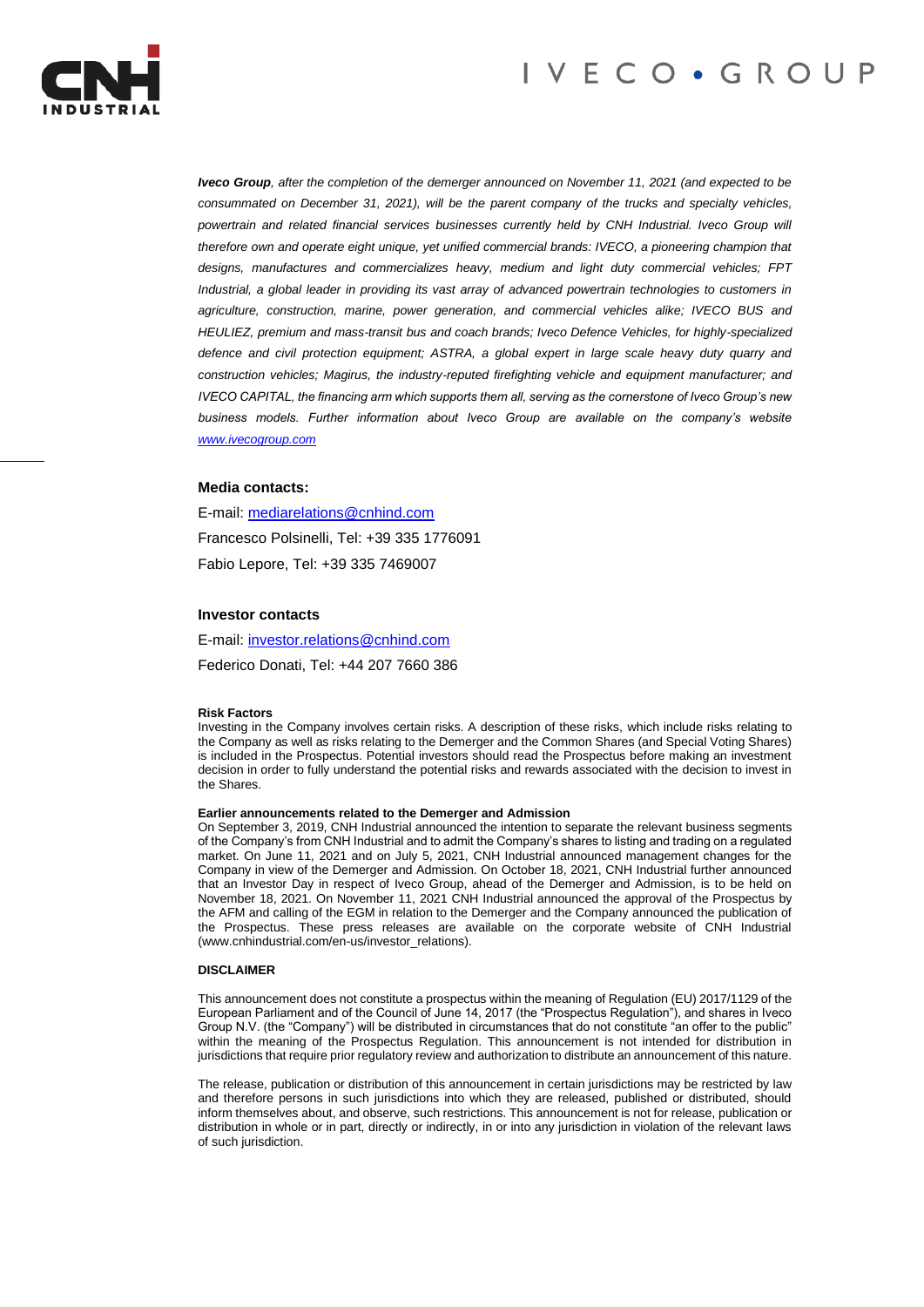***Iveco Group**, after the completion of the demerger announced on November 11, 2021 (and expected to be consummated on December 31, 2021), will be the parent company of the trucks and specialty vehicles, powertrain and related financial services businesses currently held by CNH Industrial. Iveco Group will therefore own and operate eight unique, yet unified commercial brands: IVECO, a pioneering champion that designs, manufactures and commercializes heavy, medium and light duty commercial vehicles; FPT Industrial, a global leader in providing its vast array of advanced powertrain technologies to customers in agriculture, construction, marine, power generation, and commercial vehicles alike; IVECO BUS and HEULIEZ, premium and mass-transit bus and coach brands; Iveco Defence Vehicles, for highly-specialized defence and civil protection equipment; ASTRA, a global expert in large scale heavy duty quarry and construction vehicles; Magirus, the industry-reputed firefighting vehicle and equipment manufacturer; and IVECO CAPITAL, the financing arm which supports them all, serving as the cornerstone of Iveco Group's new business models. Further information about Iveco Group are available on the company's website [www.ivecogroup.com](www.ivecogroup.com)*

**Media contacts:**

E-mail: mediarelations@cnhind.com

Francesco Polsinelli, Tel: +39 335 1776091

Fabio Lepore, Tel: +39 335 7469007

**Investor contacts**

E-mail: investor.relations@cnhind.com

Federico Donati, Tel: +44 207 7660 386

**Risk Factors**

Investing in the Company involves certain risks. A description of these risks, which include risks relating to the Company as well as risks relating to the Demerger and the Common Shares (and Special Voting Shares) is included in the Prospectus. Potential investors should read the Prospectus before making an investment decision in order to fully understand the potential risks and rewards associated with the decision to invest in the Shares.

**Earlier announcements related to the Demerger and Admission**

On September 3, 2019, CNH Industrial announced the intention to separate the relevant business segments of the Company's from CNH Industrial and to admit the Company's shares to listing and trading on a regulated market. On June 11, 2021 and on July 5, 2021, CNH Industrial announced management changes for the Company in view of the Demerger and Admission. On October 18, 2021, CNH Industrial further announced that an Investor Day in respect of Iveco Group, ahead of the Demerger and Admission, is to be held on November 18, 2021. On November 11, 2021 CNH Industrial announced the approval of the Prospectus by the AFM and calling of the EGM in relation to the Demerger and the Company announced the publication of the Prospectus. These press releases are available on the corporate website of CNH Industrial (www.cnhindustrial.com/en-us/investor_relations).

**DISCLAIMER**

This announcement does not constitute a prospectus within the meaning of Regulation (EU) 2017/1129 of the European Parliament and of the Council of June 14, 2017 (the "Prospectus Regulation"), and shares in Iveco Group N.V. (the "Company") will be distributed in circumstances that do not constitute "an offer to the public" within the meaning of the Prospectus Regulation. This announcement is not intended for distribution in jurisdictions that require prior regulatory review and authorization to distribute an announcement of this nature.

The release, publication or distribution of this announcement in certain jurisdictions may be restricted by law and therefore persons in such jurisdictions into which they are released, published or distributed, should inform themselves about, and observe, such restrictions. This announcement is not for release, publication or distribution in whole or in part, directly or indirectly, in or into any jurisdiction in violation of the relevant laws of such jurisdiction.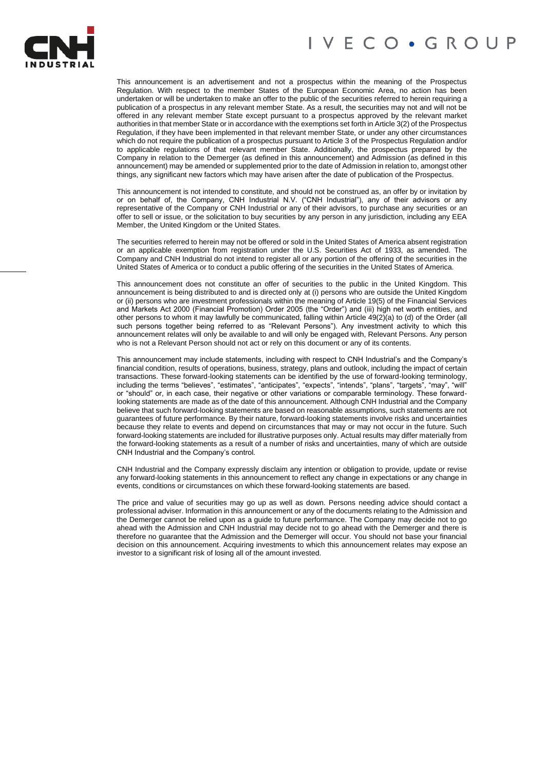This announcement is an advertisement and not a prospectus within the meaning of the Prospectus Regulation. With respect to the member States of the European Economic Area, no action has been undertaken or will be undertaken to make an offer to the public of the securities referred to herein requiring a publication of a prospectus in any relevant member State. As a result, the securities may not and will not be offered in any relevant member State except pursuant to a prospectus approved by the relevant market authorities in that member State or in accordance with the exemptions set forth in Article 3(2) of the Prospectus Regulation, if they have been implemented in that relevant member State, or under any other circumstances which do not require the publication of a prospectus pursuant to Article 3 of the Prospectus Regulation and/or to applicable regulations of that relevant member State. Additionally, the prospectus prepared by the Company in relation to the Demerger (as defined in this announcement) and Admission (as defined in this announcement) may be amended or supplemented prior to the date of Admission in relation to, amongst other things, any significant new factors which may have arisen after the date of publication of the Prospectus.

This announcement is not intended to constitute, and should not be construed as, an offer by or invitation by or on behalf of, the Company, CNH Industrial N.V. ("CNH Industrial"), any of their advisors or any representative of the Company or CNH Industrial or any of their advisors, to purchase any securities or an offer to sell or issue, or the solicitation to buy securities by any person in any jurisdiction, including any EEA Member, the United Kingdom or the United States.

The securities referred to herein may not be offered or sold in the United States of America absent registration or an applicable exemption from registration under the U.S. Securities Act of 1933, as amended. The Company and CNH Industrial do not intend to register all or any portion of the offering of the securities in the United States of America or to conduct a public offering of the securities in the United States of America.

This announcement does not constitute an offer of securities to the public in the United Kingdom. This announcement is being distributed to and is directed only at (i) persons who are outside the United Kingdom or (ii) persons who are investment professionals within the meaning of Article 19(5) of the Financial Services and Markets Act 2000 (Financial Promotion) Order 2005 (the "Order") and (iii) high net worth entities, and other persons to whom it may lawfully be communicated, falling within Article 49(2)(a) to (d) of the Order (all such persons together being referred to as "Relevant Persons"). Any investment activity to which this announcement relates will only be available to and will only be engaged with, Relevant Persons. Any person who is not a Relevant Person should not act or rely on this document or any of its contents.

This announcement may include statements, including with respect to CNH Industrial's and the Company's financial condition, results of operations, business, strategy, plans and outlook, including the impact of certain transactions. These forward-looking statements can be identified by the use of forward-looking terminology, including the terms "believes", "estimates", "anticipates", "expects", "intends", "plans", "targets", "may", "will" or "should" or, in each case, their negative or other variations or comparable terminology. These forward-looking statements are made as of the date of this announcement. Although CNH Industrial and the Company believe that such forward-looking statements are based on reasonable assumptions, such statements are not guarantees of future performance. By their nature, forward-looking statements involve risks and uncertainties because they relate to events and depend on circumstances that may or may not occur in the future. Such forward-looking statements are included for illustrative purposes only. Actual results may differ materially from the forward-looking statements as a result of a number of risks and uncertainties, many of which are outside CNH Industrial and the Company's control.

CNH Industrial and the Company expressly disclaim any intention or obligation to provide, update or revise any forward-looking statements in this announcement to reflect any change in expectations or any change in events, conditions or circumstances on which these forward-looking statements are based.

The price and value of securities may go up as well as down. Persons needing advice should contact a professional adviser. Information in this announcement or any of the documents relating to the Admission and the Demerger cannot be relied upon as a guide to future performance. The Company may decide not to go ahead with the Admission and CNH Industrial may decide not to go ahead with the Demerger and there is therefore no guarantee that the Admission and the Demerger will occur. You should not base your financial decision on this announcement. Acquiring investments to which this announcement relates may expose an investor to a significant risk of losing all of the amount invested.